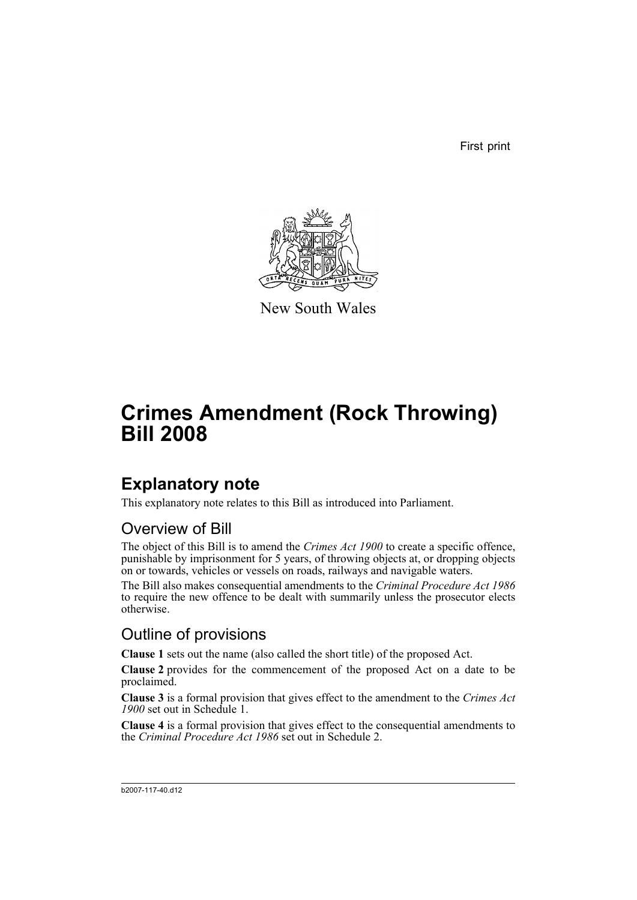First print

New South Wales

# Crimes Amendment (Rock Throwing) Bill 2008

## Explanatory note

This explanatory note relates to this Bill as introduced into Parliament.

### Overview of Bill

The object of this Bill is to amend the *Crimes Act 1900* to create a specific offence, punishable by imprisonment for 5 years, of throwing objects at, or dropping objects on or towards, vehicles or vessels on roads, railways and navigable waters.

The Bill also makes consequential amendments to the *Criminal Procedure Act 1986* to require the new offence to be dealt with summarily unless the prosecutor elects otherwise.

### Outline of provisions

**Clause 1** sets out the name (also called the short title) of the proposed Act.

**Clause 2** provides for the commencement of the proposed Act on a date to be proclaimed.

**Clause 3** is a formal provision that gives effect to the amendment to the *Crimes Act 1900* set out in Schedule 1.

**Clause 4** is a formal provision that gives effect to the consequential amendments to the *Criminal Procedure Act 1986* set out in Schedule 2.

b2007-117-40.d12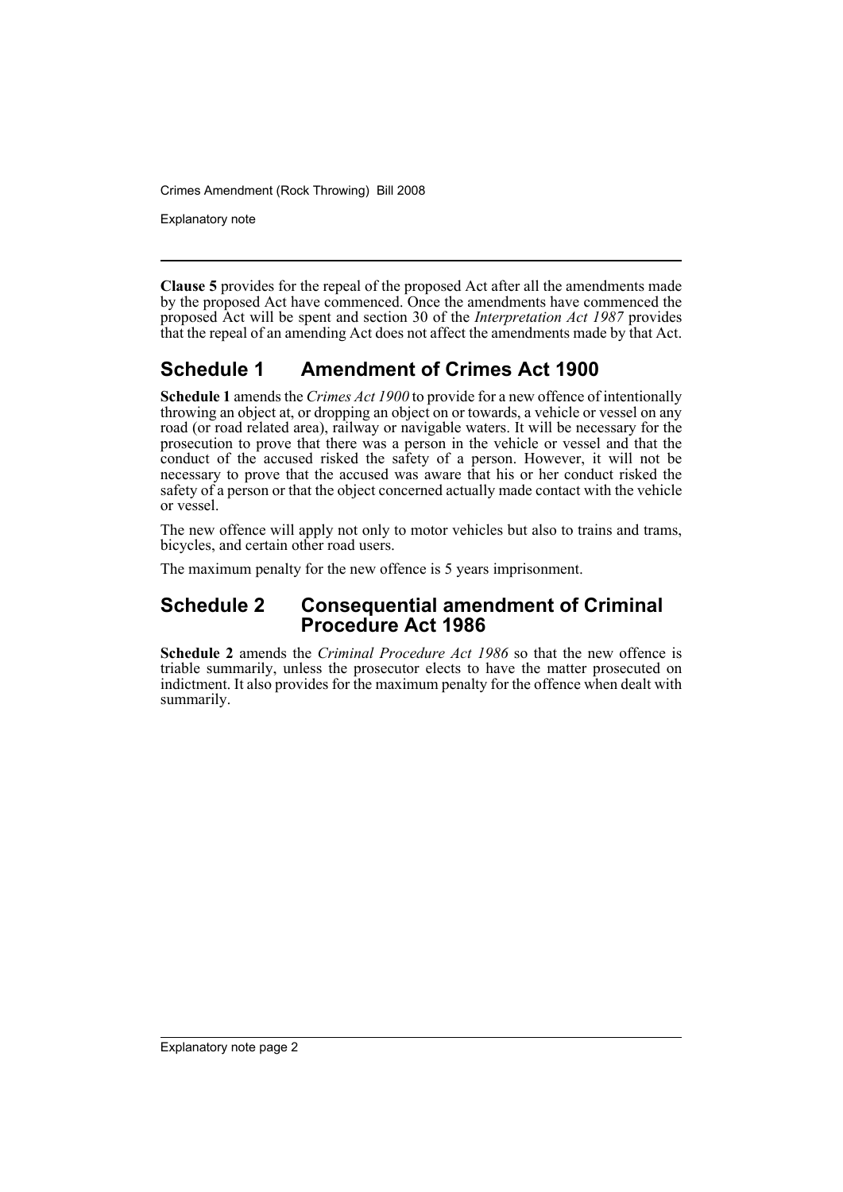**Clause 5** provides for the repeal of the proposed Act after all the amendments made by the proposed Act have commenced. Once the amendments have commenced the proposed Act will be spent and section 30 of the *Interpretation Act 1987* provides that the repeal of an amending Act does not affect the amendments made by that Act.

## Schedule 1 Amendment of Crimes Act 1900

**Schedule 1** amends the *Crimes Act 1900* to provide for a new offence of intentionally throwing an object at, or dropping an object on or towards, a vehicle or vessel on any road (or road related area), railway or navigable waters. It will be necessary for the prosecution to prove that there was a person in the vehicle or vessel and that the conduct of the accused risked the safety of a person. However, it will not be necessary to prove that the accused was aware that his or her conduct risked the safety of a person or that the object concerned actually made contact with the vehicle or vessel.

The new offence will apply not only to motor vehicles but also to trains and trams, bicycles, and certain other road users.

The maximum penalty for the new offence is 5 years imprisonment.

## Schedule 2 Consequential amendment of Criminal Procedure Act 1986

**Schedule 2** amends the *Criminal Procedure Act 1986* so that the new offence is triable summarily, unless the prosecutor elects to have the matter prosecuted on indictment. It also provides for the maximum penalty for the offence when dealt with summarily.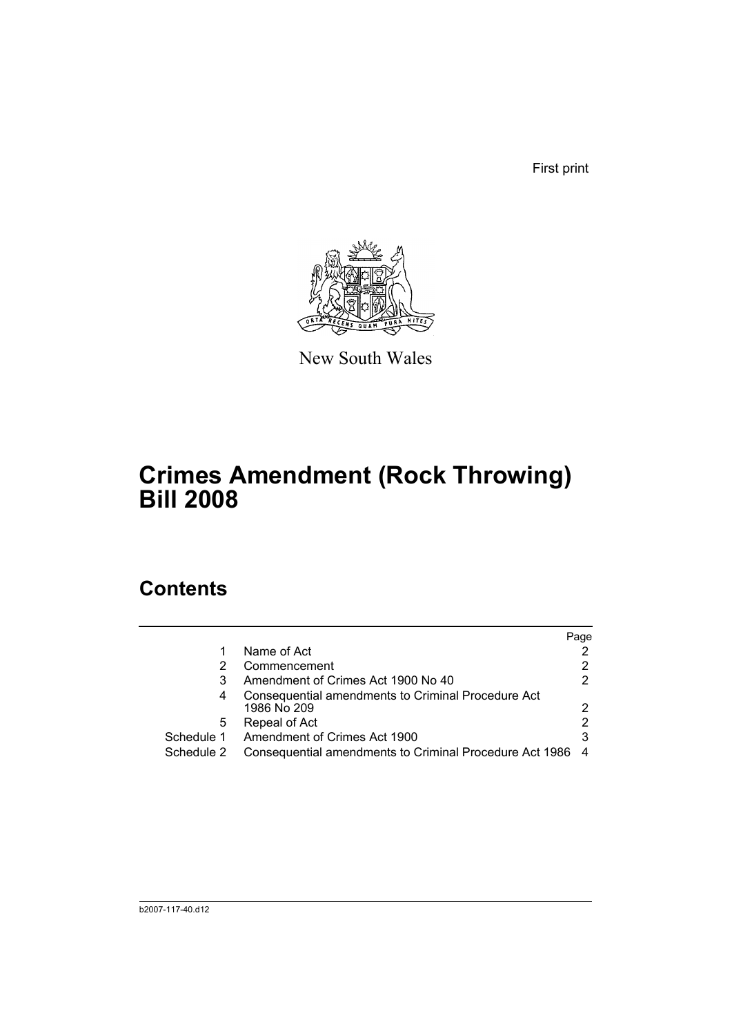First print

New South Wales

# Crimes Amendment (Rock Throwing) Bill 2008

## Contents

| | | Page |
|---|---|---|
| 1 | Name of Act | 2 |
| 2 | Commencement | 2 |
| 3 | Amendment of Crimes Act 1900 No 40 | 2 |
| 4 | Consequential amendments to Criminal Procedure Act 1986 No 209 | 2 |
| 5 | Repeal of Act | 2 |
| Schedule 1 | Amendment of Crimes Act 1900 | 3 |
| Schedule 2 | Consequential amendments to Criminal Procedure Act 1986 | 4 |

b2007-117-40.d12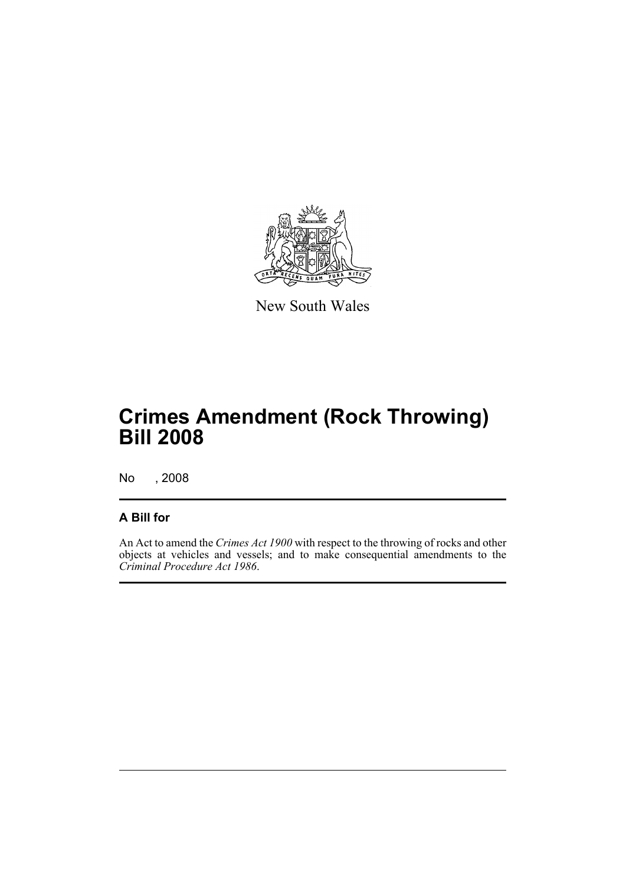New South Wales

# Crimes Amendment (Rock Throwing) Bill 2008

No , 2008

## A Bill for

An Act to amend the *Crimes Act 1900* with respect to the throwing of rocks and other objects at vehicles and vessels; and to make consequential amendments to the *Criminal Procedure Act 1986*.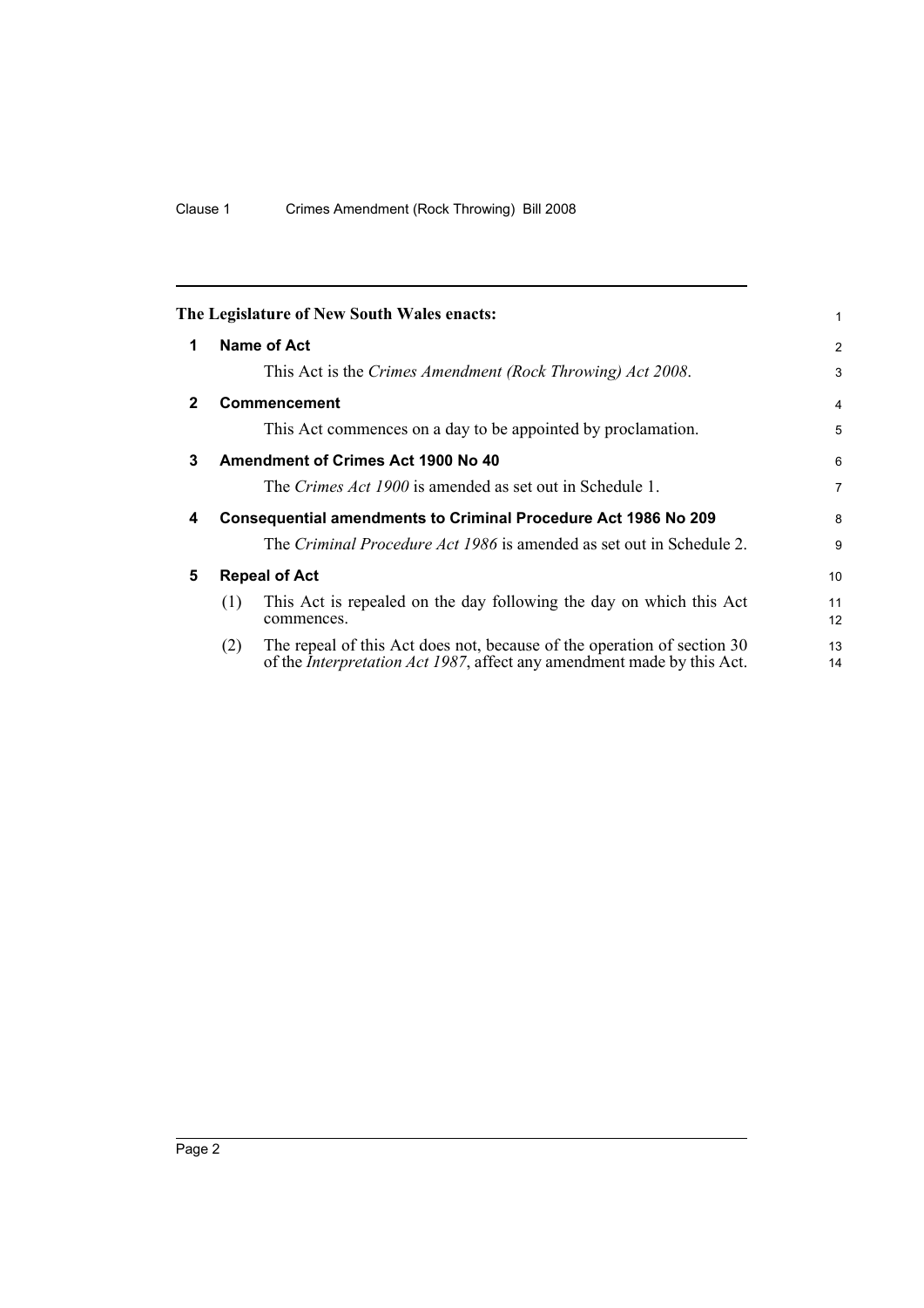**The Legislature of New South Wales enacts:**

## 1 Name of Act

This Act is the *Crimes Amendment (Rock Throwing) Act 2008*.

## 2 Commencement

This Act commences on a day to be appointed by proclamation.

## 3 Amendment of Crimes Act 1900 No 40

The *Crimes Act 1900* is amended as set out in Schedule 1.

## 4 Consequential amendments to Criminal Procedure Act 1986 No 209

The *Criminal Procedure Act 1986* is amended as set out in Schedule 2.

## 5 Repeal of Act

(1) This Act is repealed on the day following the day on which this Act commences.

(2) The repeal of this Act does not, because of the operation of section 30 of the *Interpretation Act 1987*, affect any amendment made by this Act.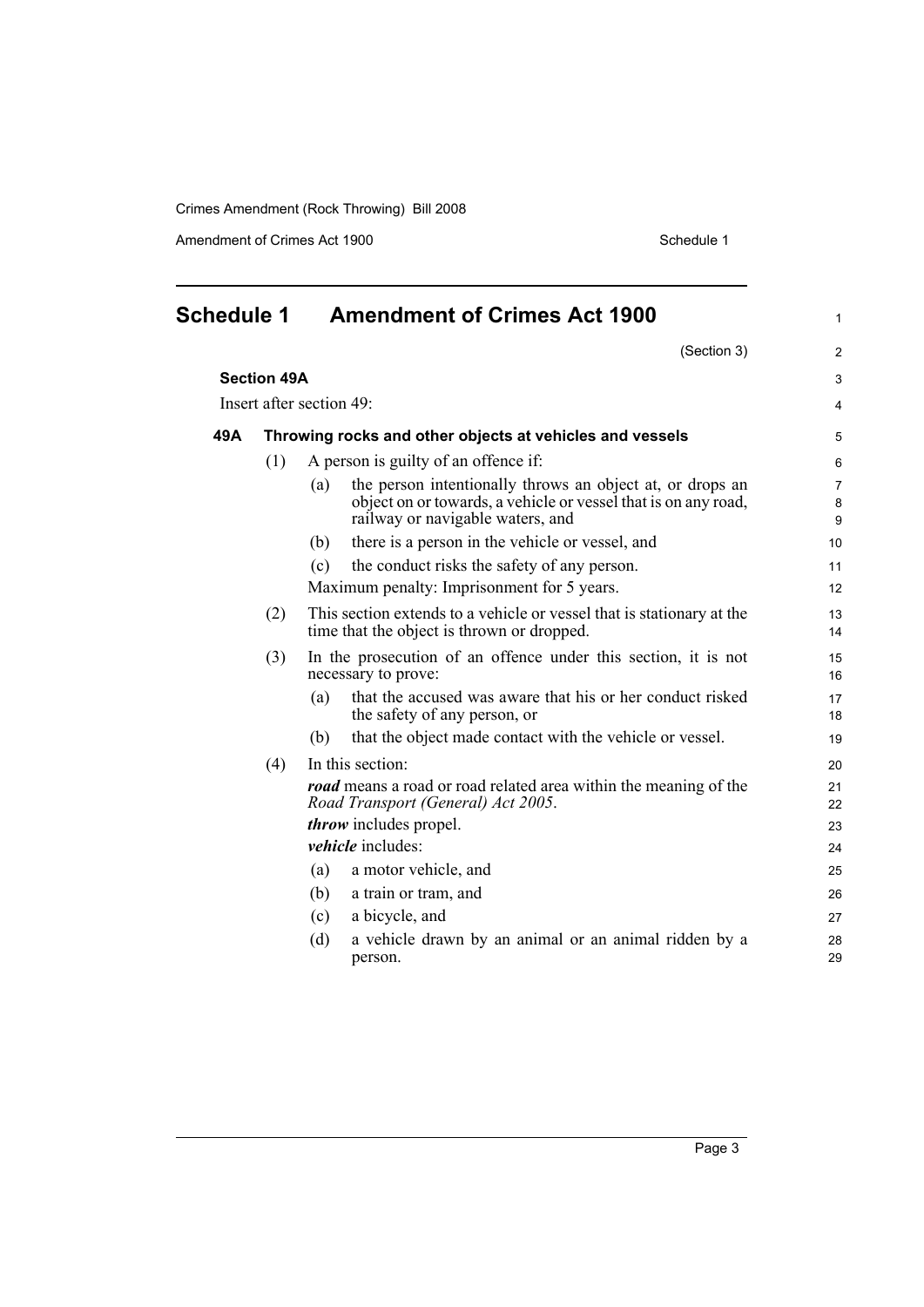## Schedule 1 Amendment of Crimes Act 1900

(Section 3)

### Section 49A

Insert after section 49:

### 49A Throwing rocks and other objects at vehicles and vessels

(1) A person is guilty of an offence if:

(a) the person intentionally throws an object at, or drops an object on or towards, a vehicle or vessel that is on any road, railway or navigable waters, and

(b) there is a person in the vehicle or vessel, and

(c) the conduct risks the safety of any person.

Maximum penalty: Imprisonment for 5 years.

(2) This section extends to a vehicle or vessel that is stationary at the time that the object is thrown or dropped.

(3) In the prosecution of an offence under this section, it is not necessary to prove:

(a) that the accused was aware that his or her conduct risked the safety of any person, or

(b) that the object made contact with the vehicle or vessel.

(4) In this section:

***road*** means a road or road related area within the meaning of the *Road Transport (General) Act 2005*.

***throw*** includes propel.

***vehicle*** includes:

(a) a motor vehicle, and

(b) a train or tram, and

(c) a bicycle, and

(d) a vehicle drawn by an animal or an animal ridden by a person.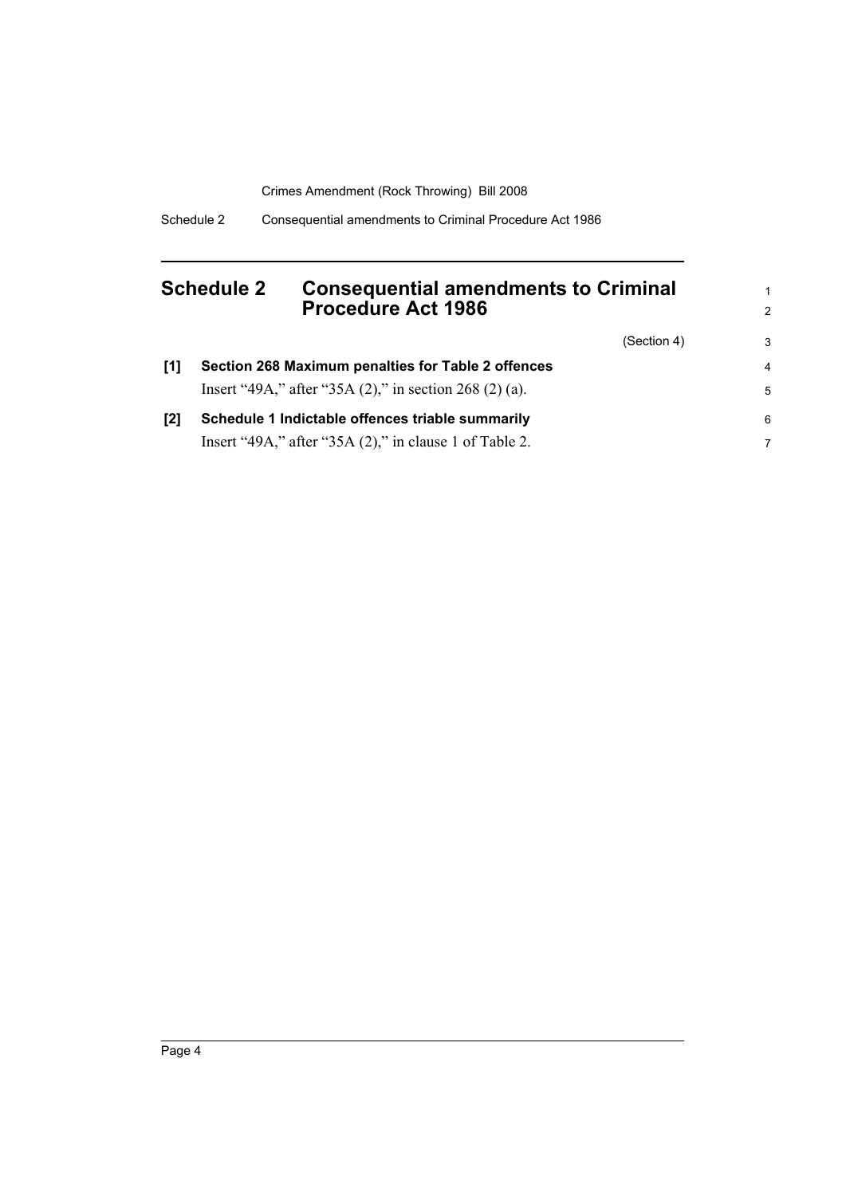# Schedule 2 Consequential amendments to Criminal Procedure Act 1986

(Section 4)

**[1] Section 268 Maximum penalties for Table 2 offences**

Insert "49A," after "35A (2)," in section 268 (2) (a).

**[2] Schedule 1 Indictable offences triable summarily**

Insert "49A," after "35A (2)," in clause 1 of Table 2.